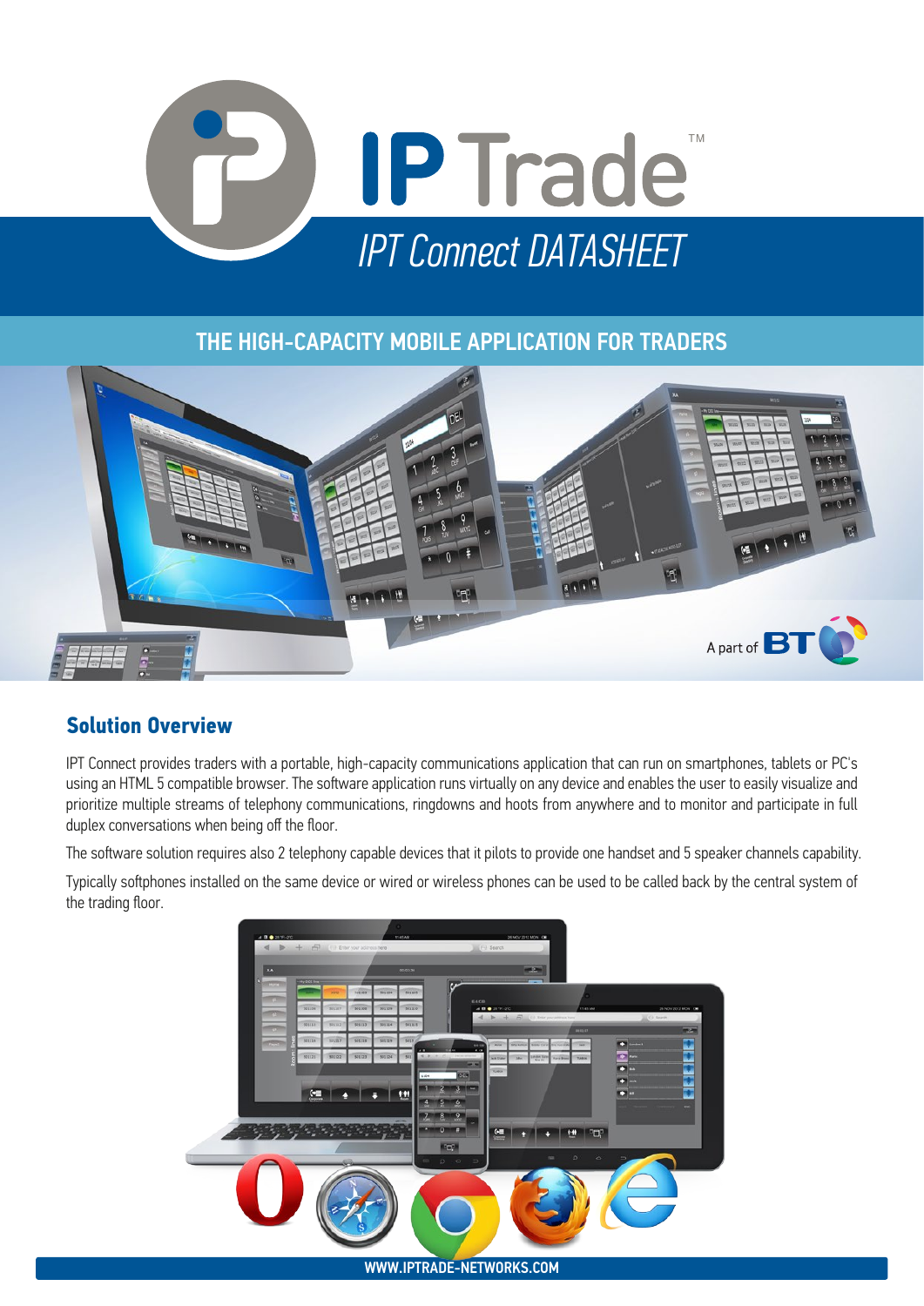# IP Trade™

## IPT Connect DATASHEET

## THE HIGH-CAPACITY MOBILE APPLICATION FOR TRADERS

A part of BT

## Solution Overview

IPT Connect provides traders with a portable, high-capacity communications application that can run on smartphones, tablets or PC's using an HTML 5 compatible browser. The software application runs virtually on any device and enables the user to easily visualize and prioritize multiple streams of telephony communications, ringdowns and hoots from anywhere and to monitor and participate in full duplex conversations when being off the floor.

The software solution requires also 2 telephony capable devices that it pilots to provide one handset and 5 speaker channels capability.

Typically softphones installed on the same device or wired or wireless phones can be used to be called back by the central system of the trading floor.

WWW.IPTRADE-NETWORKS.COM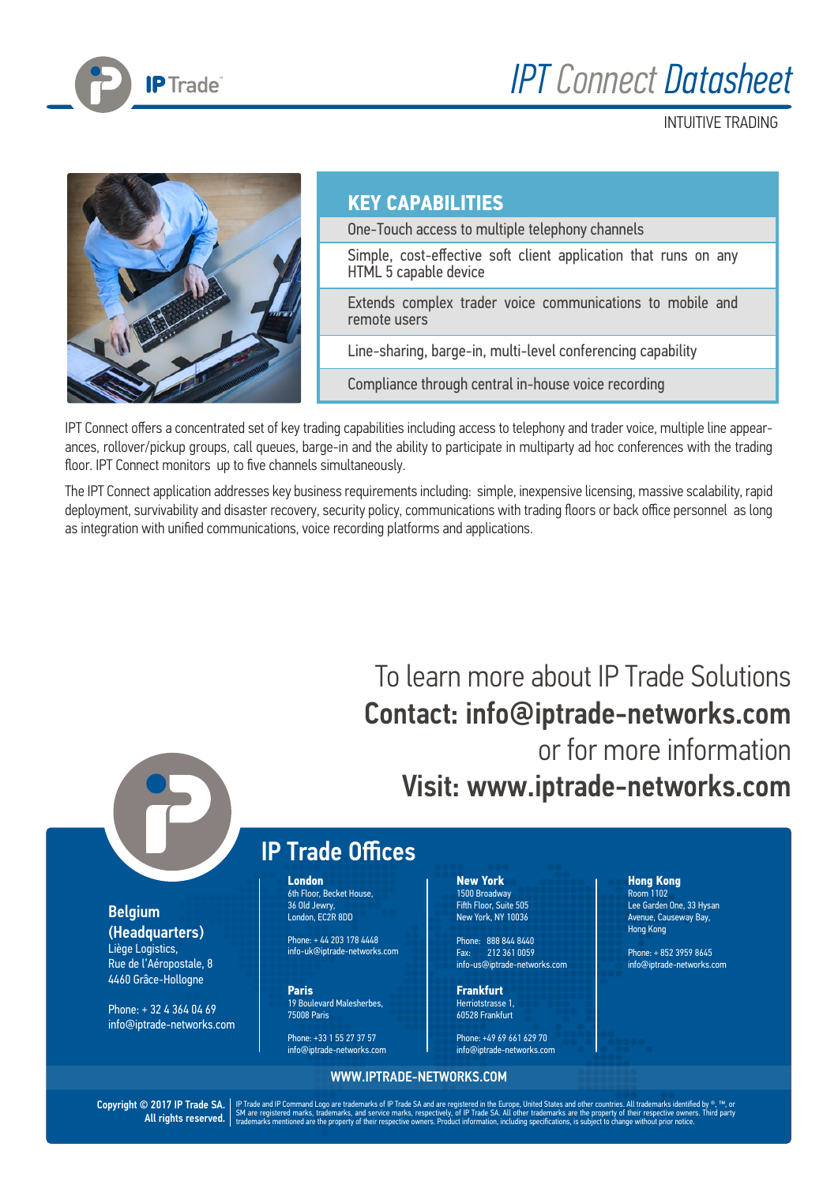# IPT Connect Datasheet

INTUITIVE TRADING

## KEY CAPABILITIES

- One-Touch access to multiple telephony channels
- Simple, cost-effective soft client application that runs on any HTML 5 capable device
- Extends complex trader voice communications to mobile and remote users
- Line-sharing, barge-in, multi-level conferencing capability
- Compliance through central in-house voice recording

IPT Connect offers a concentrated set of key trading capabilities including access to telephony and trader voice, multiple line appearances, rollover/pickup groups, call queues, barge-in and the ability to participate in multiparty ad hoc conferences with the trading floor. IPT Connect monitors up to five channels simultaneously.

The IPT Connect application addresses key business requirements including: simple, inexpensive licensing, massive scalability, rapid deployment, survivability and disaster recovery, security policy, communications with trading floors or back office personnel as long as integration with unified communications, voice recording platforms and applications.

To learn more about IP Trade Solutions
**Contact: info@iptrade-networks.com**
or for more information
**Visit: www.iptrade-networks.com**

## IP Trade Offices

**Belgium (Headquarters)**
Liège Logistics,
Rue de l'Aéropostale, 8
4460 Grâce-Hollogne

Phone: + 32 4 364 04 69
info@iptrade-networks.com

**London**
6th Floor, Becket House,
36 Old Jewry,
London, EC2R 8DD

Phone: + 44 203 178 4448
info-uk@iptrade-networks.com

**Paris**
19 Boulevard Malesherbes,
75008 Paris

Phone: +33 1 55 27 37 57
info@iptrade-networks.com

**New York**
1500 Broadway
Fifth Floor, Suite 505
New York, NY 10036

Phone: 888 844 8440
Fax: 212 361 0059
info-us@iptrade-networks.com

**Frankfurt**
Herriotstrasse 1,
60528 Frankfurt

Phone: +49 69 661 629 70
info@iptrade-networks.com

**Hong Kong**
Room 1102
Lee Garden One, 33 Hysan
Avenue, Causeway Bay,
Hong Kong

Phone: + 852 3959 8645
info@iptrade-networks.com

WWW.IPTRADE-NETWORKS.COM

**Copyright © 2017 IP Trade SA. All rights reserved.**

IP Trade and IP Command Logo are trademarks of IP Trade SA and are registered in the Europe, United States and other countries. All trademarks identified by ®, ™, or SM are registered marks, trademarks, and service marks, respectively, of IP Trade SA. All other trademarks are the property of their respective owners. Third party trademarks mentioned are the property of their respective owners. Product information, including specifications, is subject to change without prior notice.